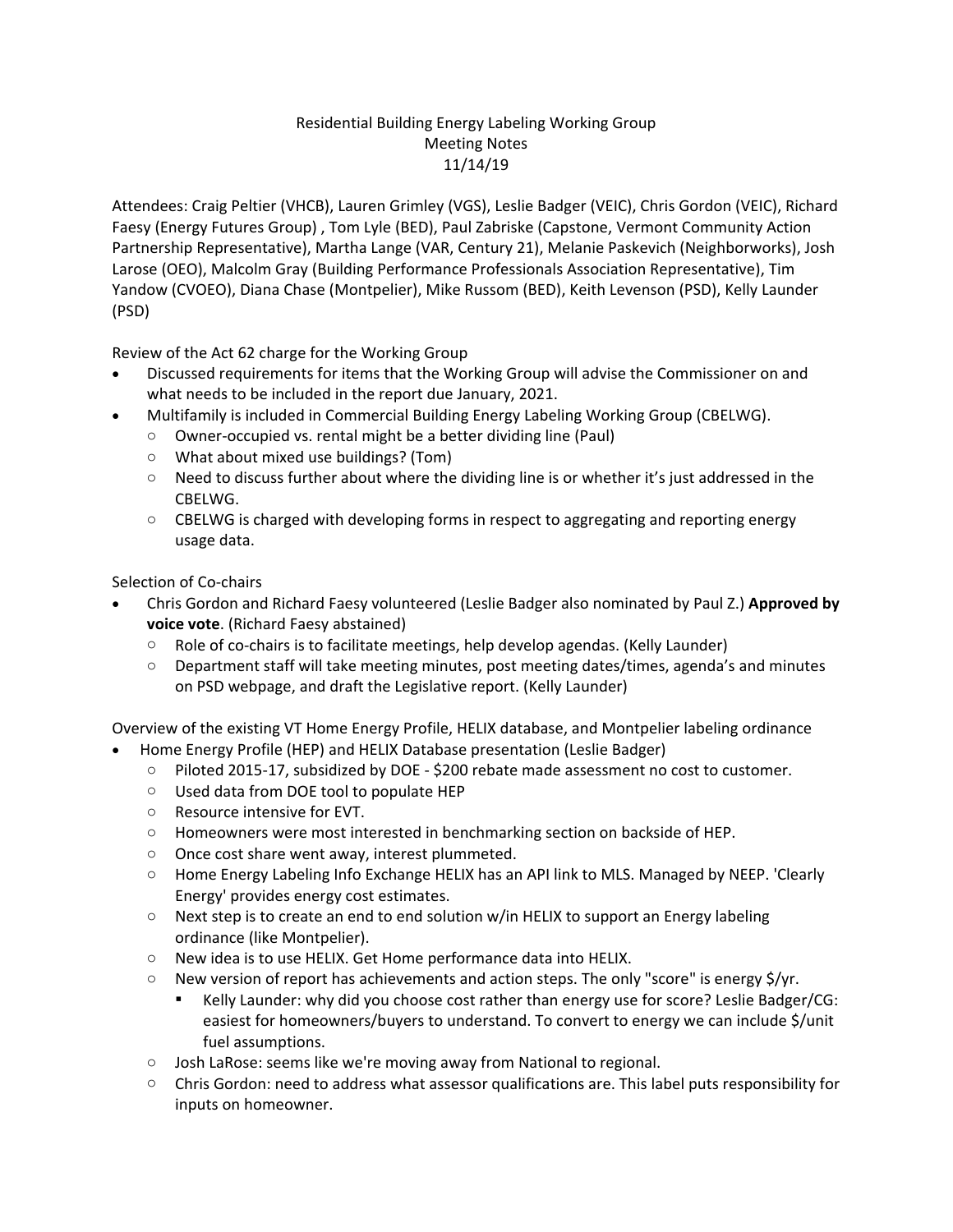Residential Building Energy Labeling Working Group
Meeting Notes
11/14/19

Attendees: Craig Peltier (VHCB), Lauren Grimley (VGS), Leslie Badger (VEIC), Chris Gordon (VEIC), Richard Faesy (Energy Futures Group) , Tom Lyle (BED), Paul Zabriske (Capstone, Vermont Community Action Partnership Representative), Martha Lange (VAR, Century 21), Melanie Paskevich (Neighborworks), Josh Larose (OEO), Malcolm Gray (Building Performance Professionals Association Representative), Tim Yandow (CVOEO), Diana Chase (Montpelier), Mike Russom (BED), Keith Levenson (PSD), Kelly Launder (PSD)

Review of the Act 62 charge for the Working Group

- Discussed requirements for items that the Working Group will advise the Commissioner on and what needs to be included in the report due January, 2021.
- Multifamily is included in Commercial Building Energy Labeling Working Group (CBELWG).
  - Owner-occupied vs. rental might be a better dividing line (Paul)
  - What about mixed use buildings? (Tom)
  - Need to discuss further about where the dividing line is or whether it's just addressed in the CBELWG.
  - CBELWG is charged with developing forms in respect to aggregating and reporting energy usage data.

Selection of Co-chairs

- Chris Gordon and Richard Faesy volunteered (Leslie Badger also nominated by Paul Z.) **Approved by voice vote**. (Richard Faesy abstained)
  - Role of co-chairs is to facilitate meetings, help develop agendas. (Kelly Launder)
  - Department staff will take meeting minutes, post meeting dates/times, agenda's and minutes on PSD webpage, and draft the Legislative report. (Kelly Launder)

Overview of the existing VT Home Energy Profile, HELIX database, and Montpelier labeling ordinance

- Home Energy Profile (HEP) and HELIX Database presentation (Leslie Badger)
  - Piloted 2015-17, subsidized by DOE - $200 rebate made assessment no cost to customer.
  - Used data from DOE tool to populate HEP
  - Resource intensive for EVT.
  - Homeowners were most interested in benchmarking section on backside of HEP.
  - Once cost share went away, interest plummeted.
  - Home Energy Labeling Info Exchange HELIX has an API link to MLS. Managed by NEEP. 'Clearly Energy' provides energy cost estimates.
  - Next step is to create an end to end solution w/in HELIX to support an Energy labeling ordinance (like Montpelier).
  - New idea is to use HELIX. Get Home performance data into HELIX.
  - New version of report has achievements and action steps. The only "score" is energy $/yr.
    - Kelly Launder: why did you choose cost rather than energy use for score? Leslie Badger/CG: easiest for homeowners/buyers to understand. To convert to energy we can include $/unit fuel assumptions.
  - Josh LaRose: seems like we're moving away from National to regional.
  - Chris Gordon: need to address what assessor qualifications are. This label puts responsibility for inputs on homeowner.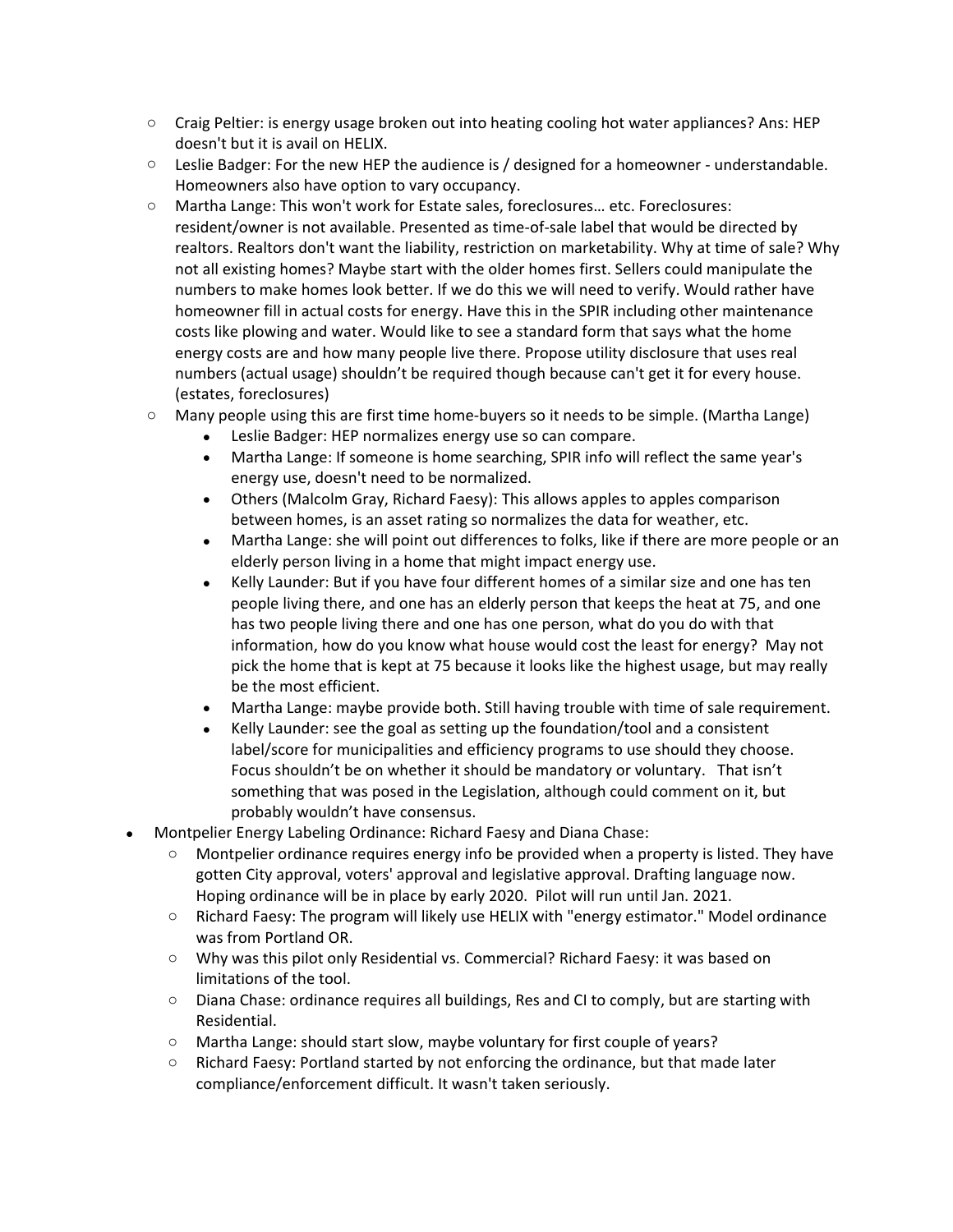- Craig Peltier: is energy usage broken out into heating cooling hot water appliances? Ans: HEP doesn't but it is avail on HELIX.
    - Leslie Badger: For the new HEP the audience is / designed for a homeowner - understandable. Homeowners also have option to vary occupancy.
    - Martha Lange: This won't work for Estate sales, foreclosures… etc. Foreclosures: resident/owner is not available. Presented as time-of-sale label that would be directed by realtors. Realtors don't want the liability, restriction on marketability. Why at time of sale? Why not all existing homes? Maybe start with the older homes first. Sellers could manipulate the numbers to make homes look better. If we do this we will need to verify. Would rather have homeowner fill in actual costs for energy. Have this in the SPIR including other maintenance costs like plowing and water. Would like to see a standard form that says what the home energy costs are and how many people live there. Propose utility disclosure that uses real numbers (actual usage) shouldn't be required though because can't get it for every house. (estates, foreclosures)
    - Many people using this are first time home-buyers so it needs to be simple. (Martha Lange)
        - Leslie Badger: HEP normalizes energy use so can compare.
        - Martha Lange: If someone is home searching, SPIR info will reflect the same year's energy use, doesn't need to be normalized.
        - Others (Malcolm Gray, Richard Faesy): This allows apples to apples comparison between homes, is an asset rating so normalizes the data for weather, etc.
        - Martha Lange: she will point out differences to folks, like if there are more people or an elderly person living in a home that might impact energy use.
        - Kelly Launder: But if you have four different homes of a similar size and one has ten people living there, and one has an elderly person that keeps the heat at 75, and one has two people living there and one has one person, what do you do with that information, how do you know what house would cost the least for energy? May not pick the home that is kept at 75 because it looks like the highest usage, but may really be the most efficient.
        - Martha Lange: maybe provide both. Still having trouble with time of sale requirement.
        - Kelly Launder: see the goal as setting up the foundation/tool and a consistent label/score for municipalities and efficiency programs to use should they choose. Focus shouldn't be on whether it should be mandatory or voluntary. That isn't something that was posed in the Legislation, although could comment on it, but probably wouldn't have consensus.
- Montpelier Energy Labeling Ordinance: Richard Faesy and Diana Chase:
    - Montpelier ordinance requires energy info be provided when a property is listed. They have gotten City approval, voters' approval and legislative approval. Drafting language now. Hoping ordinance will be in place by early 2020. Pilot will run until Jan. 2021.
    - Richard Faesy: The program will likely use HELIX with "energy estimator." Model ordinance was from Portland OR.
    - Why was this pilot only Residential vs. Commercial? Richard Faesy: it was based on limitations of the tool.
    - Diana Chase: ordinance requires all buildings, Res and CI to comply, but are starting with Residential.
    - Martha Lange: should start slow, maybe voluntary for first couple of years?
    - Richard Faesy: Portland started by not enforcing the ordinance, but that made later compliance/enforcement difficult. It wasn't taken seriously.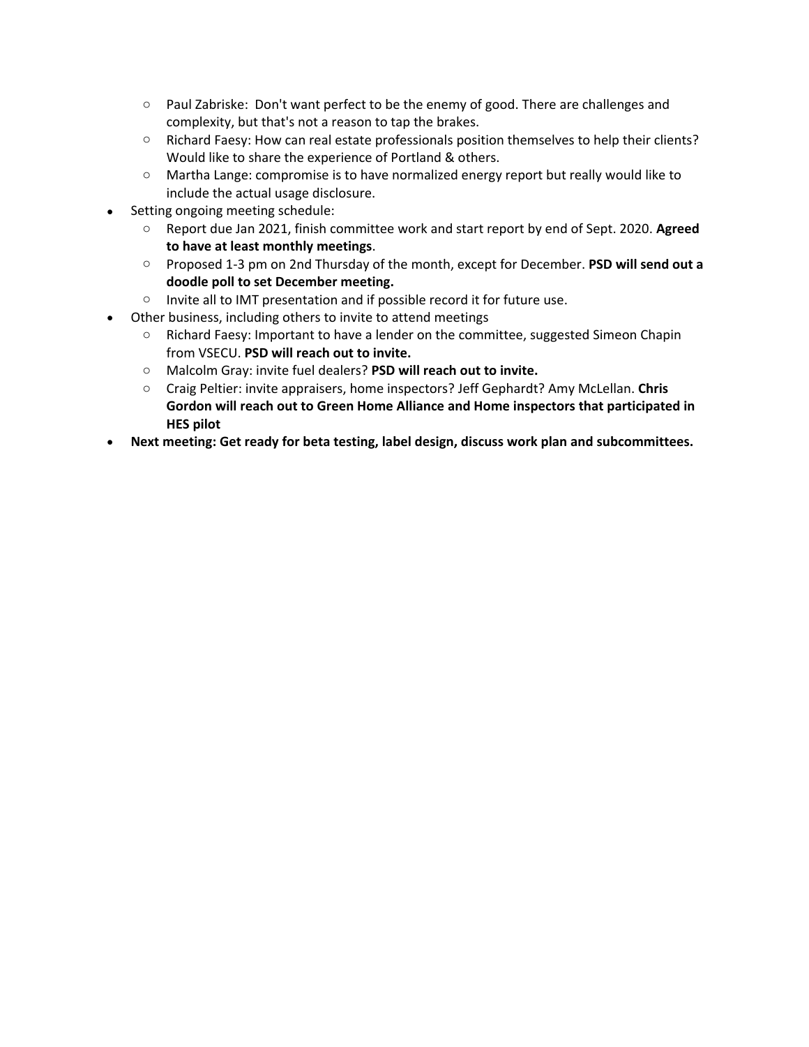- Paul Zabriske: Don't want perfect to be the enemy of good. There are challenges and complexity, but that's not a reason to tap the brakes.
  - Richard Faesy: How can real estate professionals position themselves to help their clients? Would like to share the experience of Portland & others.
  - Martha Lange: compromise is to have normalized energy report but really would like to include the actual usage disclosure.
- Setting ongoing meeting schedule:
  - Report due Jan 2021, finish committee work and start report by end of Sept. 2020. **Agreed to have at least monthly meetings**.
  - Proposed 1-3 pm on 2nd Thursday of the month, except for December. **PSD will send out a doodle poll to set December meeting.**
  - Invite all to IMT presentation and if possible record it for future use.
- Other business, including others to invite to attend meetings
  - Richard Faesy: Important to have a lender on the committee, suggested Simeon Chapin from VSECU. **PSD will reach out to invite.**
  - Malcolm Gray: invite fuel dealers? **PSD will reach out to invite.**
  - Craig Peltier: invite appraisers, home inspectors? Jeff Gephardt? Amy McLellan. **Chris Gordon will reach out to Green Home Alliance and Home inspectors that participated in HES pilot**
- **Next meeting: Get ready for beta testing, label design, discuss work plan and subcommittees.**